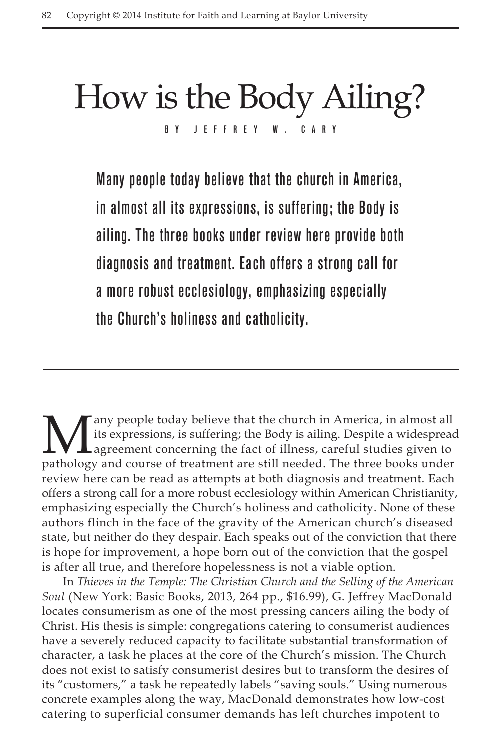# How is the Body Ailing?

BY JEFFREY W. CARY

**Many people today believe that the church in America, in almost all its expressions, is suffering; the Body is ailing. The three books under review here provide both diagnosis and treatment. Each offers a strong call for a more robust ecclesiology, emphasizing especially the Church's holiness and catholicity.**

---

Many people today believe that the church in America, in almost all its expressions, is suffering; the Body is ailing. Despite a widespread agreement concerning the fact of illness, careful studies given to pathology and course of treatment are still needed. The three books under review here can be read as attempts at both diagnosis and treatment. Each offers a strong call for a more robust ecclesiology within American Christianity, emphasizing especially the Church's holiness and catholicity. None of these authors flinch in the face of the gravity of the American church's diseased state, but neither do they despair. Each speaks out of the conviction that there is hope for improvement, a hope born out of the conviction that the gospel is after all true, and therefore hopelessness is not a viable option.

In *Thieves in the Temple: The Christian Church and the Selling of the American Soul* (New York: Basic Books, 2013, 264 pp., $16.99), G. Jeffrey MacDonald locates consumerism as one of the most pressing cancers ailing the body of Christ. His thesis is simple: congregations catering to consumerist audiences have a severely reduced capacity to facilitate substantial transformation of character, a task he places at the core of the Church's mission. The Church does not exist to satisfy consumerist desires but to transform the desires of its "customers," a task he repeatedly labels "saving souls." Using numerous concrete examples along the way, MacDonald demonstrates how low-cost catering to superficial consumer demands has left churches impotent to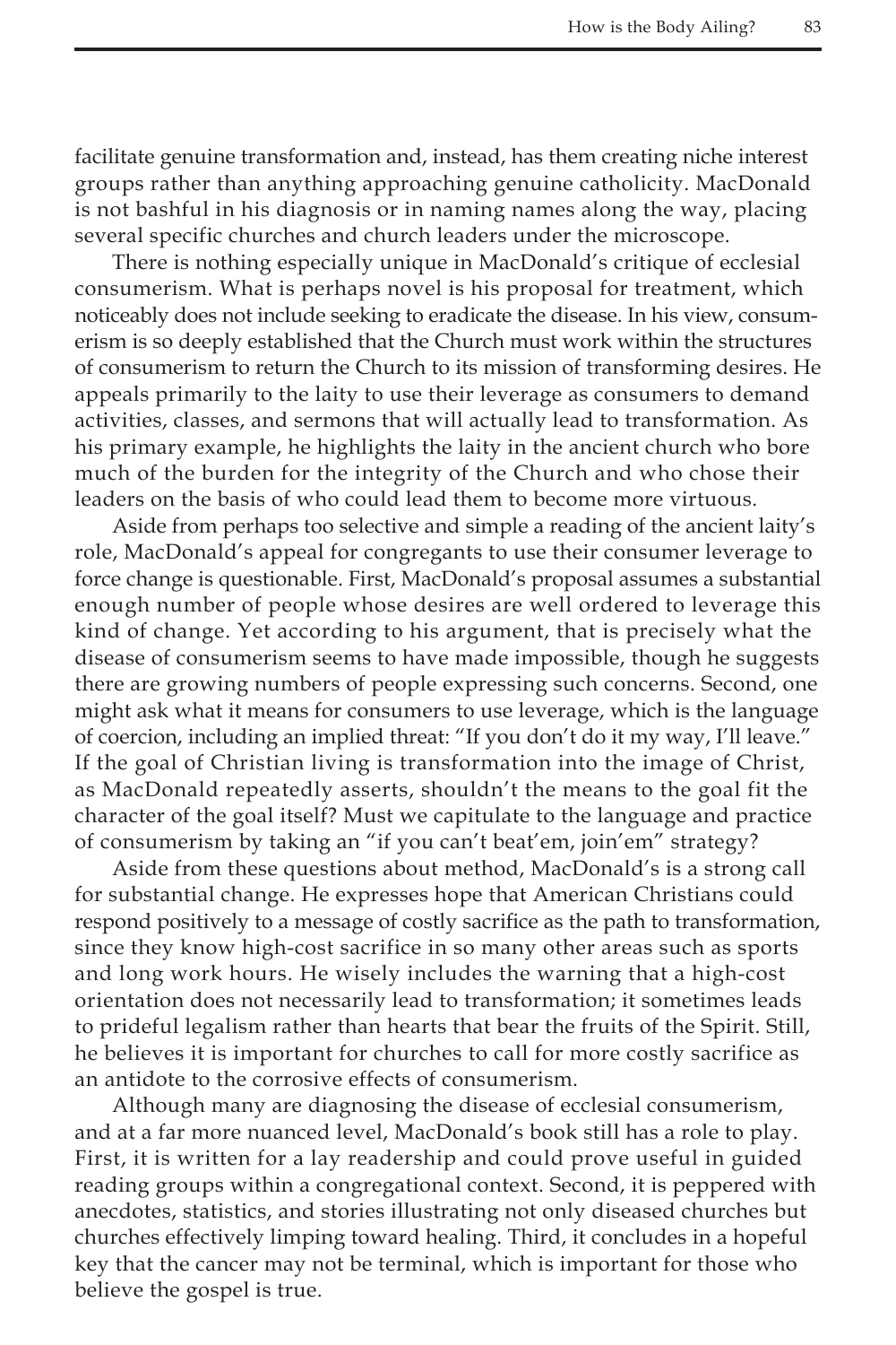facilitate genuine transformation and, instead, has them creating niche interest groups rather than anything approaching genuine catholicity. MacDonald is not bashful in his diagnosis or in naming names along the way, placing several specific churches and church leaders under the microscope.

There is nothing especially unique in MacDonald's critique of ecclesial consumerism. What is perhaps novel is his proposal for treatment, which noticeably does not include seeking to eradicate the disease. In his view, consumerism is so deeply established that the Church must work within the structures of consumerism to return the Church to its mission of transforming desires. He appeals primarily to the laity to use their leverage as consumers to demand activities, classes, and sermons that will actually lead to transformation. As his primary example, he highlights the laity in the ancient church who bore much of the burden for the integrity of the Church and who chose their leaders on the basis of who could lead them to become more virtuous.

Aside from perhaps too selective and simple a reading of the ancient laity's role, MacDonald's appeal for congregants to use their consumer leverage to force change is questionable. First, MacDonald's proposal assumes a substantial enough number of people whose desires are well ordered to leverage this kind of change. Yet according to his argument, that is precisely what the disease of consumerism seems to have made impossible, though he suggests there are growing numbers of people expressing such concerns. Second, one might ask what it means for consumers to use leverage, which is the language of coercion, including an implied threat: "If you don't do it my way, I'll leave." If the goal of Christian living is transformation into the image of Christ, as MacDonald repeatedly asserts, shouldn't the means to the goal fit the character of the goal itself? Must we capitulate to the language and practice of consumerism by taking an "if you can't beat'em, join'em" strategy?

Aside from these questions about method, MacDonald's is a strong call for substantial change. He expresses hope that American Christians could respond positively to a message of costly sacrifice as the path to transformation, since they know high-cost sacrifice in so many other areas such as sports and long work hours. He wisely includes the warning that a high-cost orientation does not necessarily lead to transformation; it sometimes leads to prideful legalism rather than hearts that bear the fruits of the Spirit. Still, he believes it is important for churches to call for more costly sacrifice as an antidote to the corrosive effects of consumerism.

Although many are diagnosing the disease of ecclesial consumerism, and at a far more nuanced level, MacDonald's book still has a role to play. First, it is written for a lay readership and could prove useful in guided reading groups within a congregational context. Second, it is peppered with anecdotes, statistics, and stories illustrating not only diseased churches but churches effectively limping toward healing. Third, it concludes in a hopeful key that the cancer may not be terminal, which is important for those who believe the gospel is true.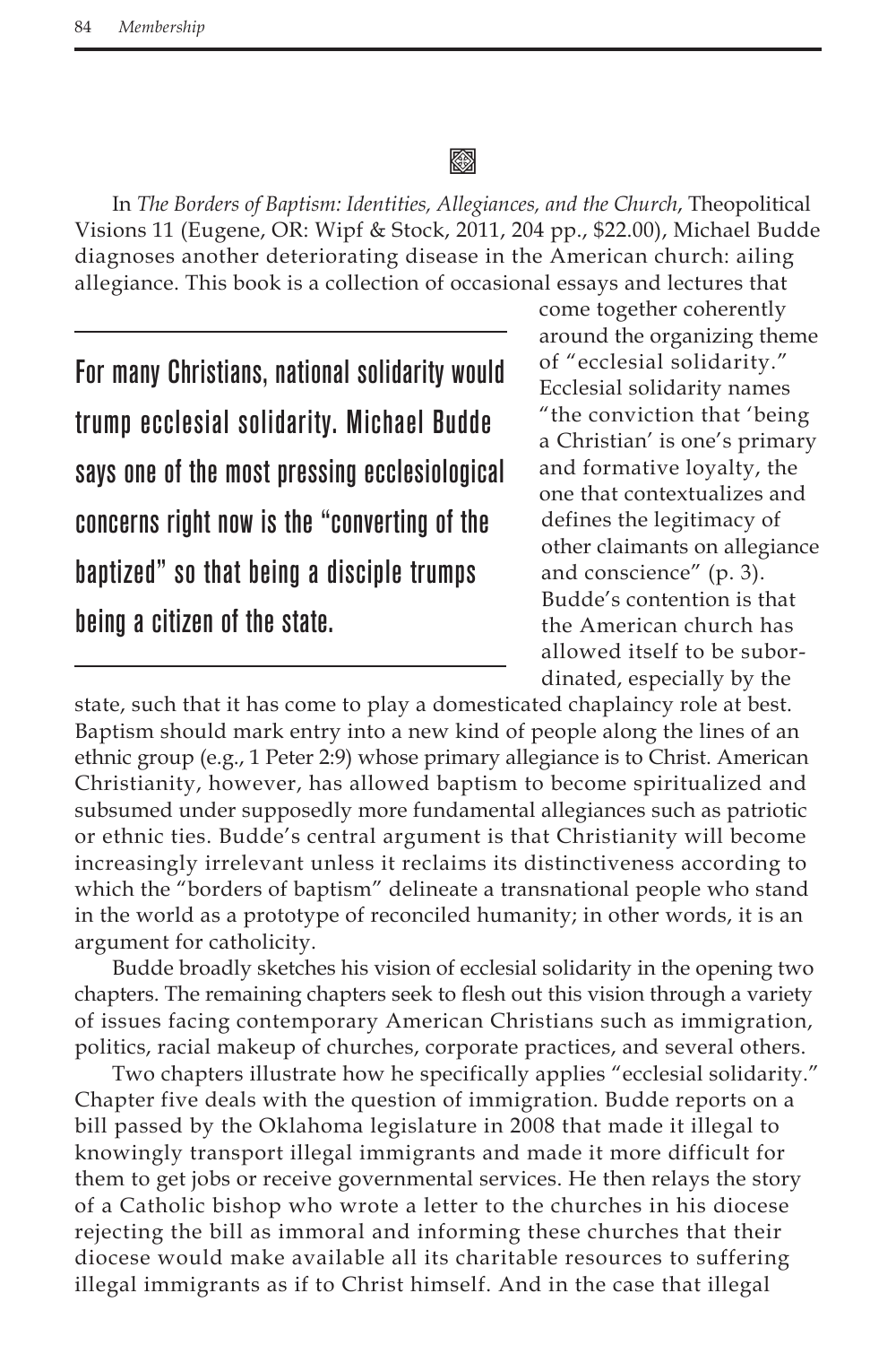In *The Borders of Baptism: Identities, Allegiances, and the Church*, Theopolitical Visions 11 (Eugene, OR: Wipf & Stock, 2011, 204 pp., $22.00), Michael Budde diagnoses another deteriorating disease in the American church: ailing allegiance. This book is a collection of occasional essays and lectures that come together coherently around the organizing theme of "ecclesial solidarity." Ecclesial solidarity names "the conviction that 'being a Christian' is one's primary and formative loyalty, the one that contextualizes and defines the legitimacy of other claimants on allegiance and conscience" (p. 3). Budde's contention is that the American church has allowed itself to be subordinated, especially by the state, such that it has come to play a domesticated chaplaincy role at best. Baptism should mark entry into a new kind of people along the lines of an ethnic group (e.g., 1 Peter 2:9) whose primary allegiance is to Christ. American Christianity, however, has allowed baptism to become spiritualized and subsumed under supposedly more fundamental allegiances such as patriotic or ethnic ties. Budde's central argument is that Christianity will become increasingly irrelevant unless it reclaims its distinctiveness according to which the "borders of baptism" delineate a transnational people who stand in the world as a prototype of reconciled humanity; in other words, it is an argument for catholicity.

> For many Christians, national solidarity would trump ecclesial solidarity. Michael Budde says one of the most pressing ecclesiological concerns right now is the "converting of the baptized" so that being a disciple trumps being a citizen of the state.

Budde broadly sketches his vision of ecclesial solidarity in the opening two chapters. The remaining chapters seek to flesh out this vision through a variety of issues facing contemporary American Christians such as immigration, politics, racial makeup of churches, corporate practices, and several others.

Two chapters illustrate how he specifically applies "ecclesial solidarity." Chapter five deals with the question of immigration. Budde reports on a bill passed by the Oklahoma legislature in 2008 that made it illegal to knowingly transport illegal immigrants and made it more difficult for them to get jobs or receive governmental services. He then relays the story of a Catholic bishop who wrote a letter to the churches in his diocese rejecting the bill as immoral and informing these churches that their diocese would make available all its charitable resources to suffering illegal immigrants as if to Christ himself. And in the case that illegal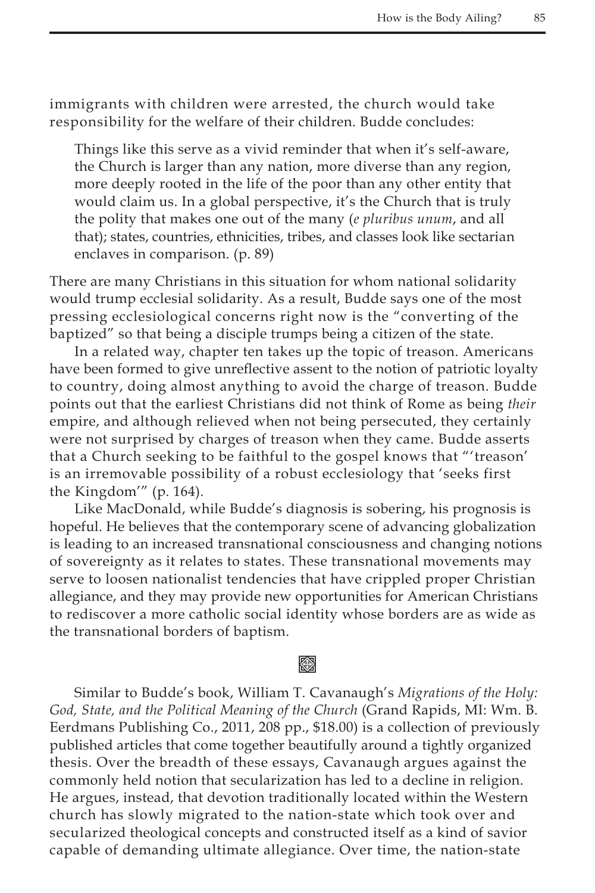immigrants with children were arrested, the church would take responsibility for the welfare of their children. Budde concludes:

> Things like this serve as a vivid reminder that when it's self-aware, the Church is larger than any nation, more diverse than any region, more deeply rooted in the life of the poor than any other entity that would claim us. In a global perspective, it's the Church that is truly the polity that makes one out of the many (*e pluribus unum*, and all that); states, countries, ethnicities, tribes, and classes look like sectarian enclaves in comparison. (p. 89)

There are many Christians in this situation for whom national solidarity would trump ecclesial solidarity. As a result, Budde says one of the most pressing ecclesiological concerns right now is the "converting of the baptized" so that being a disciple trumps being a citizen of the state.

In a related way, chapter ten takes up the topic of treason. Americans have been formed to give unreflective assent to the notion of patriotic loyalty to country, doing almost anything to avoid the charge of treason. Budde points out that the earliest Christians did not think of Rome as being *their* empire, and although relieved when not being persecuted, they certainly were not surprised by charges of treason when they came. Budde asserts that a Church seeking to be faithful to the gospel knows that "'treason' is an irremovable possibility of a robust ecclesiology that 'seeks first the Kingdom'" (p. 164).

Like MacDonald, while Budde's diagnosis is sobering, his prognosis is hopeful. He believes that the contemporary scene of advancing globalization is leading to an increased transnational consciousness and changing notions of sovereignty as it relates to states. These transnational movements may serve to loosen nationalist tendencies that have crippled proper Christian allegiance, and they may provide new opportunities for American Christians to rediscover a more catholic social identity whose borders are as wide as the transnational borders of baptism.

Similar to Budde's book, William T. Cavanaugh's *Migrations of the Holy: God, State, and the Political Meaning of the Church* (Grand Rapids, MI: Wm. B. Eerdmans Publishing Co., 2011, 208 pp., $18.00) is a collection of previously published articles that come together beautifully around a tightly organized thesis. Over the breadth of these essays, Cavanaugh argues against the commonly held notion that secularization has led to a decline in religion. He argues, instead, that devotion traditionally located within the Western church has slowly migrated to the nation-state which took over and secularized theological concepts and constructed itself as a kind of savior capable of demanding ultimate allegiance. Over time, the nation-state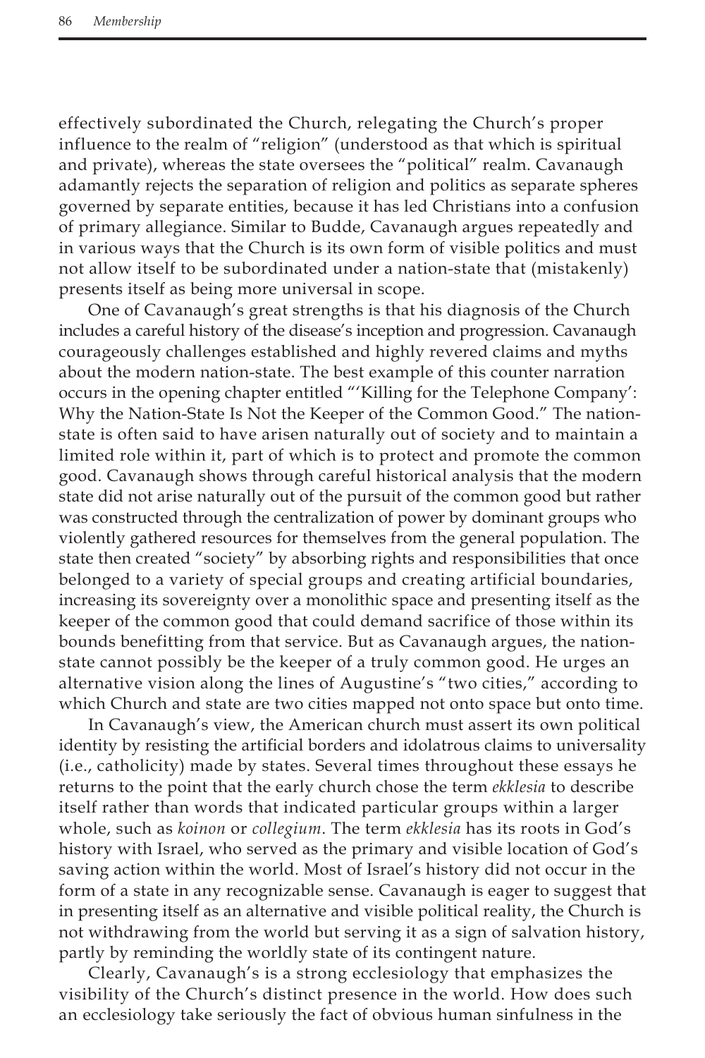effectively subordinated the Church, relegating the Church's proper influence to the realm of "religion" (understood as that which is spiritual and private), whereas the state oversees the "political" realm. Cavanaugh adamantly rejects the separation of religion and politics as separate spheres governed by separate entities, because it has led Christians into a confusion of primary allegiance. Similar to Budde, Cavanaugh argues repeatedly and in various ways that the Church is its own form of visible politics and must not allow itself to be subordinated under a nation-state that (mistakenly) presents itself as being more universal in scope.

One of Cavanaugh's great strengths is that his diagnosis of the Church includes a careful history of the disease's inception and progression. Cavanaugh courageously challenges established and highly revered claims and myths about the modern nation-state. The best example of this counter narration occurs in the opening chapter entitled "'Killing for the Telephone Company': Why the Nation-State Is Not the Keeper of the Common Good." The nation-state is often said to have arisen naturally out of society and to maintain a limited role within it, part of which is to protect and promote the common good. Cavanaugh shows through careful historical analysis that the modern state did not arise naturally out of the pursuit of the common good but rather was constructed through the centralization of power by dominant groups who violently gathered resources for themselves from the general population. The state then created "society" by absorbing rights and responsibilities that once belonged to a variety of special groups and creating artificial boundaries, increasing its sovereignty over a monolithic space and presenting itself as the keeper of the common good that could demand sacrifice of those within its bounds benefitting from that service. But as Cavanaugh argues, the nation-state cannot possibly be the keeper of a truly common good. He urges an alternative vision along the lines of Augustine's "two cities," according to which Church and state are two cities mapped not onto space but onto time.

In Cavanaugh's view, the American church must assert its own political identity by resisting the artificial borders and idolatrous claims to universality (i.e., catholicity) made by states. Several times throughout these essays he returns to the point that the early church chose the term *ekklesia* to describe itself rather than words that indicated particular groups within a larger whole, such as *koinon* or *collegium*. The term *ekklesia* has its roots in God's history with Israel, who served as the primary and visible location of God's saving action within the world. Most of Israel's history did not occur in the form of a state in any recognizable sense. Cavanaugh is eager to suggest that in presenting itself as an alternative and visible political reality, the Church is not withdrawing from the world but serving it as a sign of salvation history, partly by reminding the worldly state of its contingent nature.

Clearly, Cavanaugh's is a strong ecclesiology that emphasizes the visibility of the Church's distinct presence in the world. How does such an ecclesiology take seriously the fact of obvious human sinfulness in the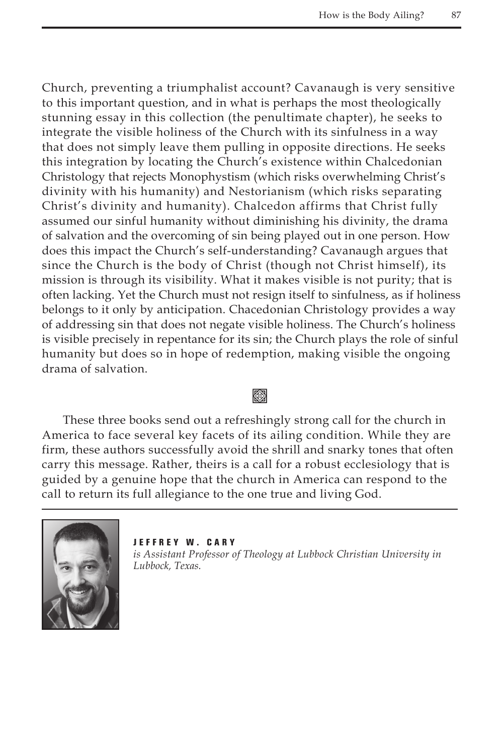Church, preventing a triumphalist account? Cavanaugh is very sensitive to this important question, and in what is perhaps the most theologically stunning essay in this collection (the penultimate chapter), he seeks to integrate the visible holiness of the Church with its sinfulness in a way that does not simply leave them pulling in opposite directions. He seeks this integration by locating the Church's existence within Chalcedonian Christology that rejects Monophystism (which risks overwhelming Christ's divinity with his humanity) and Nestorianism (which risks separating Christ's divinity and humanity). Chalcedon affirms that Christ fully assumed our sinful humanity without diminishing his divinity, the drama of salvation and the overcoming of sin being played out in one person. How does this impact the Church's self-understanding? Cavanaugh argues that since the Church is the body of Christ (though not Christ himself), its mission is through its visibility. What it makes visible is not purity; that is often lacking. Yet the Church must not resign itself to sinfulness, as if holiness belongs to it only by anticipation. Chacedonian Christology provides a way of addressing sin that does not negate visible holiness. The Church's holiness is visible precisely in repentance for its sin; the Church plays the role of sinful humanity but does so in hope of redemption, making visible the ongoing drama of salvation.

These three books send out a refreshingly strong call for the church in America to face several key facets of its ailing condition. While they are firm, these authors successfully avoid the shrill and snarky tones that often carry this message. Rather, theirs is a call for a robust ecclesiology that is guided by a genuine hope that the church in America can respond to the call to return its full allegiance to the one true and living God.

---

**JEFFREY W. CARY**
*is Assistant Professor of Theology at Lubbock Christian University in Lubbock, Texas.*